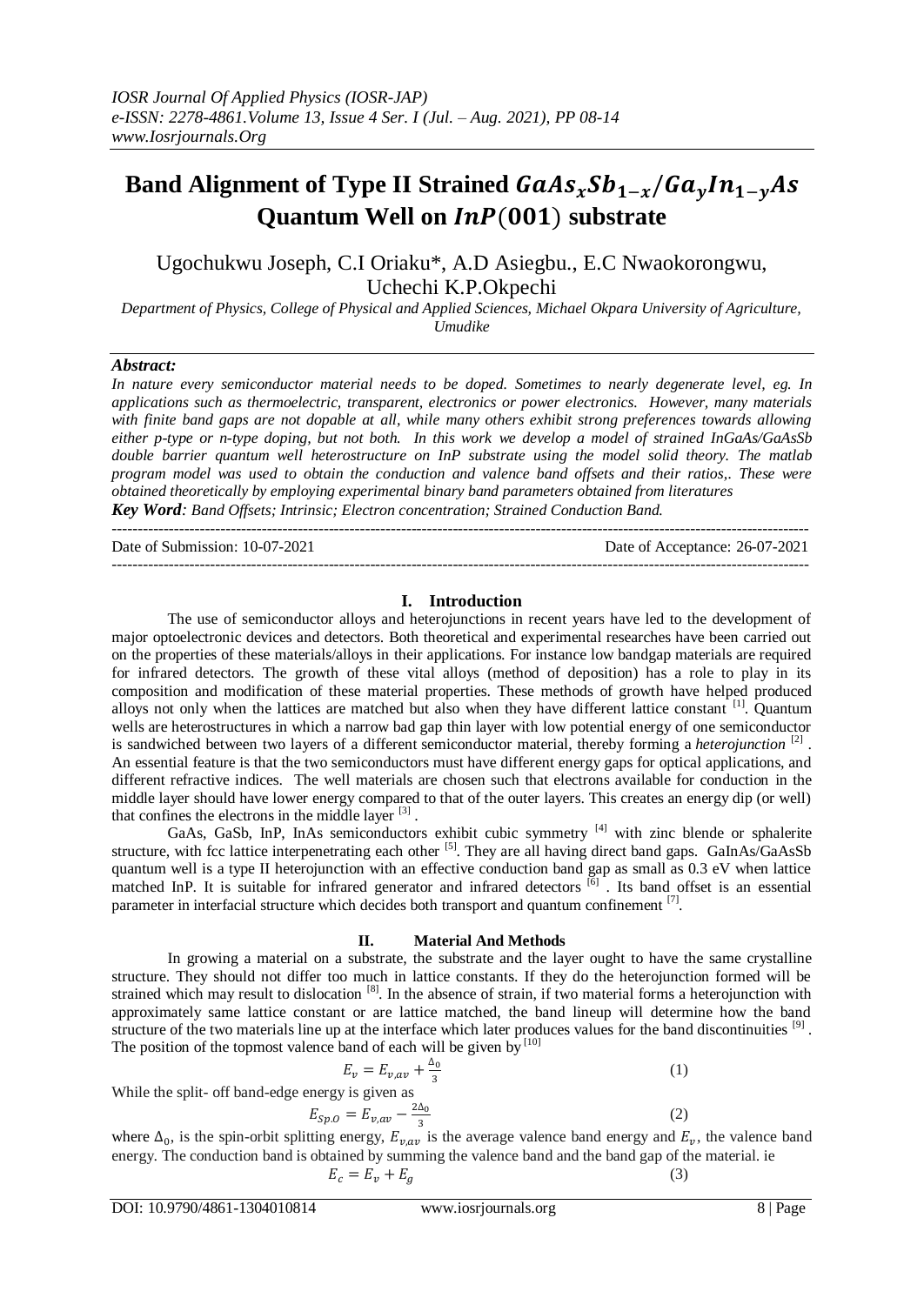# Band Alignment of Type II Strained $GaAs_xSb_{1-x}/Ga_yIn_{1-y}As$ Quantum Well on $InP(001)$ substrate

Ugochukwu Joseph, C.I Oriaku*, A.D Asiegbu., E.C Nwaokorongwu, Uchechi K.P.Okpechi

*Department of Physics, College of Physical and Applied Sciences, Michael Okpara University of Agriculture, Umudike*

## Abstract:

*In nature every semiconductor material needs to be doped. Sometimes to nearly degenerate level, eg. In applications such as thermoelectric, transparent, electronics or power electronics. However, many materials with finite band gaps are not dopable at all, while many others exhibit strong preferences towards allowing either p-type or n-type doping, but not both. In this work we develop a model of strained InGaAs/GaAsSb double barrier quantum well heterostructure on InP substrate using the model solid theory. The matlab program model was used to obtain the conduction and valence band offsets and their ratios,. These were obtained theoretically by employing experimental binary band parameters obtained from literatures*

***Key Word**: Band Offsets; Intrinsic; Electron concentration; Strained Conduction Band.*

Date of Submission: 10-07-2021 Date of Acceptance: 26-07-2021

## I. Introduction

The use of semiconductor alloys and heterojunctions in recent years have led to the development of major optoelectronic devices and detectors. Both theoretical and experimental researches have been carried out on the properties of these materials/alloys in their applications. For instance low bandgap materials are required for infrared detectors. The growth of these vital alloys (method of deposition) has a role to play in its composition and modification of these material properties. These methods of growth have helped produced alloys not only when the lattices are matched but also when they have different lattice constant [1]. Quantum wells are heterostructures in which a narrow bad gap thin layer with low potential energy of one semiconductor is sandwiched between two layers of a different semiconductor material, thereby forming a *heterojunction* [2] . An essential feature is that the two semiconductors must have different energy gaps for optical applications, and different refractive indices. The well materials are chosen such that electrons available for conduction in the middle layer should have lower energy compared to that of the outer layers. This creates an energy dip (or well) that confines the electrons in the middle layer [3] .

GaAs, GaSb, InP, InAs semiconductors exhibit cubic symmetry [4] with zinc blende or sphalerite structure, with fcc lattice interpenetrating each other [5]. They are all having direct band gaps. GaInAs/GaAsSb quantum well is a type II heterojunction with an effective conduction band gap as small as 0.3 eV when lattice matched InP. It is suitable for infrared generator and infrared detectors [6] . Its band offset is an essential parameter in interfacial structure which decides both transport and quantum confinement [7].

## II. Material And Methods

In growing a material on a substrate, the substrate and the layer ought to have the same crystalline structure. They should not differ too much in lattice constants. If they do the heterojunction formed will be strained which may result to dislocation [8]. In the absence of strain, if two material forms a heterojunction with approximately same lattice constant or are lattice matched, the band lineup will determine how the band structure of the two materials line up at the interface which later produces values for the band discontinuities [9] . The position of the topmost valence band of each will be given by [10]

$$E_v = E_{v,av} + \frac{\Delta_0}{3} \tag{1}$$

While the split- off band-edge energy is given as

$$E_{Sp.O} = E_{v,av} - \frac{2\Delta_0}{3} \tag{2}$$

where $\Delta_0$, is the spin-orbit splitting energy, $E_{v,av}$ is the average valence band energy and $E_v$, the valence band energy. The conduction band is obtained by summing the valence band and the band gap of the material. ie

$$E_c = E_v + E_g \tag{3}$$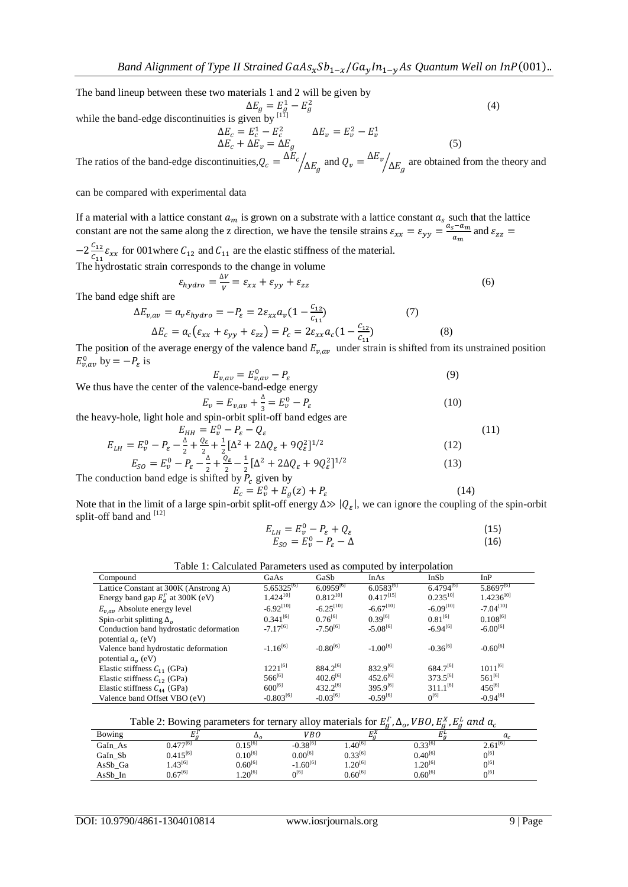The band lineup between these two materials 1 and 2 will be given by

$$\Delta E_g = E_g^1 - E_g^2 \tag{4}$$

while the band-edge discontinuities is given by [11]

$$\Delta E_c = E_c^1 - E_c^2 \qquad \Delta E_v = E_v^2 - E_v^1$$
$$\Delta E_c + \Delta E_v = \Delta E_g \tag{5}$$

The ratios of the band-edge discontinuities, $Q_c = \Delta E_c / \Delta E_g$ and $Q_v = \Delta E_v / \Delta E_g$ are obtained from the theory and

can be compared with experimental data

If a material with a lattice constant $a_m$ is grown on a substrate with a lattice constant $a_s$ such that the lattice constant are not the same along the z direction, we have the tensile strains $\varepsilon_{xx} = \varepsilon_{yy} = \frac{a_s - a_m}{a_m}$ and $\varepsilon_{zz} = -2\frac{C_{12}}{C_{11}}\varepsilon_{xx}$ for 001where $C_{12}$ and $C_{11}$ are the elastic stiffness of the material.

The hydrostatic strain corresponds to the change in volume

$$\varepsilon_{hydro} = \frac{\Delta V}{V} = \varepsilon_{xx} + \varepsilon_{yy} + \varepsilon_{zz} \tag{6}$$

The band edge shift are

$$\Delta E_{v,av} = a_v \varepsilon_{hydro} = -P_\varepsilon = 2\varepsilon_{xx} a_v (1 - \frac{C_{12}}{C_{11}}) \tag{7}$$

$$\Delta E_c = a_c(\varepsilon_{xx} + \varepsilon_{yy} + \varepsilon_{zz}) = P_c = 2\varepsilon_{xx} a_c (1 - \frac{C_{12}}{C_{11}}) \tag{8}$$

The position of the average energy of the valence band $E_{v,av}$ under strain is shifted from its unstrained position $E_{v,av}^0$ by $= -P_\varepsilon$ is

$$E_{v,av} = E_{v,av}^0 - P_\varepsilon \tag{9}$$

We thus have the center of the valence-band-edge energy

$$E_v = E_{v,av} + \frac{\Delta}{3} = E_v^0 - P_\varepsilon \tag{10}$$

the heavy-hole, light hole and spin-orbit split-off band edges are

$$E_{HH} = E_v^0 - P_\varepsilon - Q_\varepsilon \tag{11}$$

$$E_{LH} = E_v^0 - P_\varepsilon - \frac{\Delta}{2} + \frac{Q_\varepsilon}{2} + \frac{1}{2}[\Delta^2 + 2\Delta Q_\varepsilon + 9Q_\varepsilon^2]^{1/2} \tag{12}$$

$$E_{SO} = E_v^0 - P_\varepsilon - \frac{\Delta}{2} + \frac{Q_\varepsilon}{2} - \frac{1}{2}[\Delta^2 + 2\Delta Q_\varepsilon + 9Q_\varepsilon^2]^{1/2} \tag{13}$$

The conduction band edge is shifted by $P_c$ given by

$$E_c = E_v^0 + E_g(z) + P_\varepsilon \tag{14}$$

Note that in the limit of a large spin-orbit split-off energy $\Delta \gg |Q_\varepsilon|$, we can ignore the coupling of the spin-orbit split-off band and [12]

$$E_{LH} = E_v^0 - P_\varepsilon + Q_\varepsilon \tag{15}$$

$$E_{SO} = E_v^0 - P_\varepsilon - \Delta \tag{16}$$

Table 1: Calculated Parameters used as computed by interpolation

| Compound | GaAs | GaSb | InAs | InSb | InP |
|---|---|---|---|---|---|
| Lattice Constant at 300K (Anstrong A) | 5.65325[6] | 6.0959[6] | 6.0583[6] | 6.4794[6] | 5.8697[6] |
| Energy band gap $E_g^\Gamma$ at 300K (eV) | 1.424[10] | 0.812[10] | 0.417[15] | 0.235[10] | 1.4236[10] |
| $E_{v,av}$ Absolute energy level | -6.92[10] | -6.25[10] | -6.67[10] | -6.09[10] | -7.04[10] |
| Spin-orbit splitting $\Delta_o$ | 0.341[6] | 0.76[6] | 0.39[6] | 0.81[6] | 0.108[6] |
| Conduction band hydrostatic deformation potential $a_c$ (eV) | -7.17[6] | -7.50[6] | -5.08[6] | -6.94[6] | -6.00[6] |
| Valence band hydrostatic deformation potential $a_v$ (eV) | -1.16[6] | -0.80[6] | -1.00[6] | -0.36[6] | -0.60[6] |
| Elastic stiffness $C_{11}$ (GPa) | 1221[6] | 884.2[6] | 832.9[6] | 684.7[6] | 1011[6] |
| Elastic stiffness $C_{12}$ (GPa) | 566[6] | 402.6[6] | 452.6[6] | 373.5[6] | 561[6] |
| Elastic stiffness $C_{44}$ (GPa) | 600[6] | 432.2[6] | 395.9[6] | 311.1[6] | 456[6] |
| Valence band Offset VBO (eV) | -0.803[6] | -0.03[6] | -0.59[6] | 0[6] | -0.94[6] |

Table 2: Bowing parameters for ternary alloy materials for $E_g^\Gamma, \Delta_o, VBO, E_g^X, E_g^L$ *and* $a_c$

| Bowing | $E_g^\Gamma$ | $\Delta_o$ | $VBO$ | $E_g^X$ | $E_g^L$ | $a_c$ |
|---|---|---|---|---|---|---|
| GaIn_As | 0.477[6] | 0.15[6] | -0.38[6] | 1.40[6] | 0.33[6] | 2.61[6] |
| GaIn_Sb | 0.415[6] | 0.10[6] | 0.00[6] | 0.33[6] | 0.40[6] | 0[6] |
| AsSb_Ga | 1.43[6] | 0.60[6] | -1.60[6] | 1.20[6] | 1.20[6] | 0[6] |
| AsSb_In | 0.67[6] | 1.20[6] | 0[6] | 0.60[6] | 0.60[6] | 0[6] |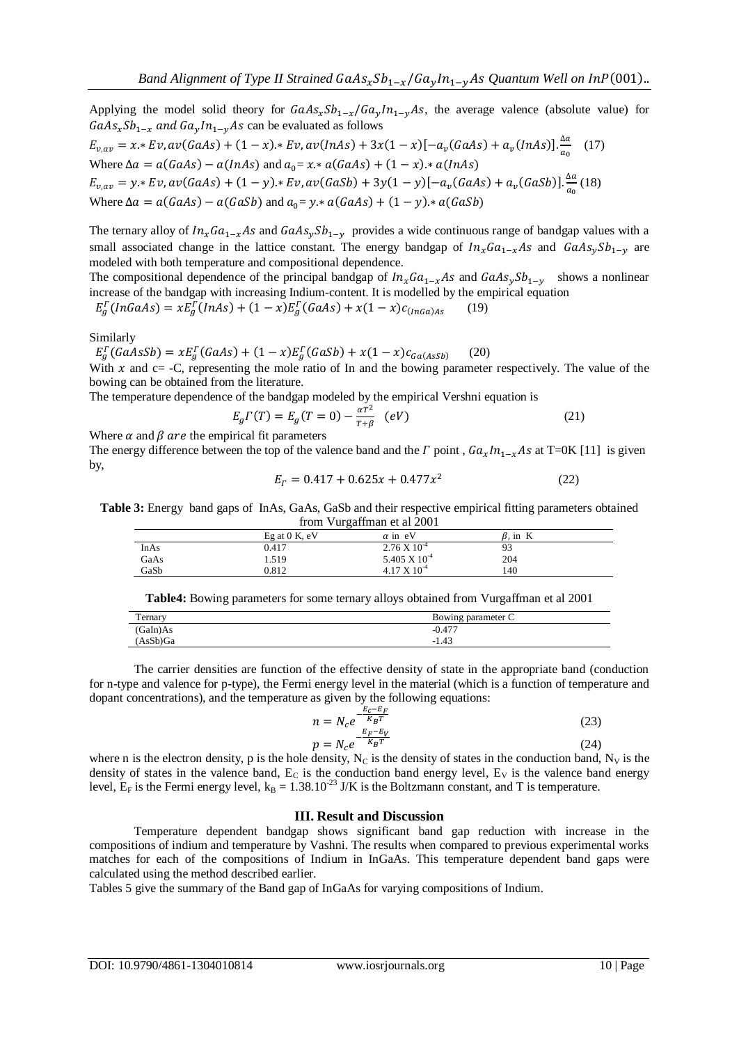Applying the model solid theory for $GaAs_xSb_{1-x}/Ga_yIn_{1-y}As$, the average valence (absolute value) for $GaAs_xSb_{1-x}$ *and* $Ga_yIn_{1-y}As$ can be evaluated as follows

$$E_{v,av} = x.*Ev,av(GaAs) + (1-x).*Ev,av(InAs) + 3x(1-x)[-a_v(GaAs) + a_v(InAs)].\frac{\Delta a}{a_0} \quad (17)$$

Where $\Delta a = a(GaAs) - a(InAs)$ and $a_0 = x.*a(GaAs) + (1-x).*a(InAs)$

$$E_{v,av} = y.*Ev,av(GaAs) + (1-y).*Ev,av(GaSb) + 3y(1-y)[-a_v(GaAs) + a_v(GaSb)].\frac{\Delta a}{a_0} \quad (18)$$

Where $\Delta a = a(GaAs) - a(GaSb)$ and $a_0 = y.*a(GaAs) + (1-y).*a(GaSb)$

The ternary alloy of $In_xGa_{1-x}As$ and $GaAs_ySb_{1-y}$ provides a wide continuous range of bandgap values with a small associated change in the lattice constant. The energy bandgap of $In_xGa_{1-x}As$ and $GaAs_ySb_{1-y}$ are modeled with both temperature and compositional dependence.

The compositional dependence of the principal bandgap of $In_xGa_{1-x}As$ and $GaAs_ySb_{1-y}$ shows a nonlinear increase of the bandgap with increasing Indium-content. It is modelled by the empirical equation

$$E_g^{\Gamma}(InGaAs) = xE_g^{\Gamma}(InAs) + (1-x)E_g^{\Gamma}(GaAs) + x(1-x)c_{(InGa)As} \quad (19)$$

Similarly

$$E_g^{\Gamma}(GaAsSb) = xE_g^{\Gamma}(GaAs) + (1-x)E_g^{\Gamma}(GaSb) + x(1-x)c_{Ga(AsSb)} \quad (20)$$

With $x$ and c= -C, representing the mole ratio of In and the bowing parameter respectively. The value of the bowing can be obtained from the literature.

The temperature dependence of the bandgap modeled by the empirical Vershni equation is

$$E_g\Gamma(T) = E_g(T=0) - \frac{\alpha T^2}{T+\beta} \quad (eV) \quad (21)$$

Where $\alpha$ and $\beta$ *are* the empirical fit parameters

The energy difference between the top of the valence band and the $\Gamma$ point , $Ga_xIn_{1-x}As$ at T=0K [11] is given by,

$$E_{\Gamma} = 0.417 + 0.625x + 0.477x^2 \quad (22)$$

**Table 3:** Energy band gaps of InAs, GaAs, GaSb and their respective empirical fitting parameters obtained from Vurgaffman et al 2001

| | Eg at 0 K, eV | $\alpha$ in eV | $\beta$, in K |
|---|---|---|---|
| InAs | 0.417 | $2.76 \times 10^{-4}$ | 93 |
| GaAs | 1.519 | $5.405 \times 10^{-4}$ | 204 |
| GaSb | 0.812 | $4.17 \times 10^{-4}$ | 140 |

**Table4:** Bowing parameters for some ternary alloys obtained from Vurgaffman et al 2001

| Ternary | Bowing parameter C |
|---|---|
| (GaIn)As | -0.477 |
| (AsSb)Ga | -1.43 |

The carrier densities are function of the effective density of state in the appropriate band (conduction for n-type and valence for p-type), the Fermi energy level in the material (which is a function of temperature and dopant concentrations), and the temperature as given by the following equations:

$$n = N_c e^{-\frac{E_C - E_F}{K_B T}} \quad (23)$$

$$p = N_c e^{-\frac{E_F - E_V}{K_B T}} \quad (24)$$

where n is the electron density, p is the hole density, $N_C$ is the density of states in the conduction band, $N_V$ is the density of states in the valence band, $E_C$ is the conduction band energy level, $E_V$ is the valence band energy level, $E_F$ is the Fermi energy level, $k_B = 1.38.10^{-23}$ J/K is the Boltzmann constant, and T is temperature.

## III. Result and Discussion

Temperature dependent bandgap shows significant band gap reduction with increase in the compositions of indium and temperature by Vashni. The results when compared to previous experimental works matches for each of the compositions of Indium in InGaAs. This temperature dependent band gaps were calculated using the method described earlier.

Tables 5 give the summary of the Band gap of InGaAs for varying compositions of Indium.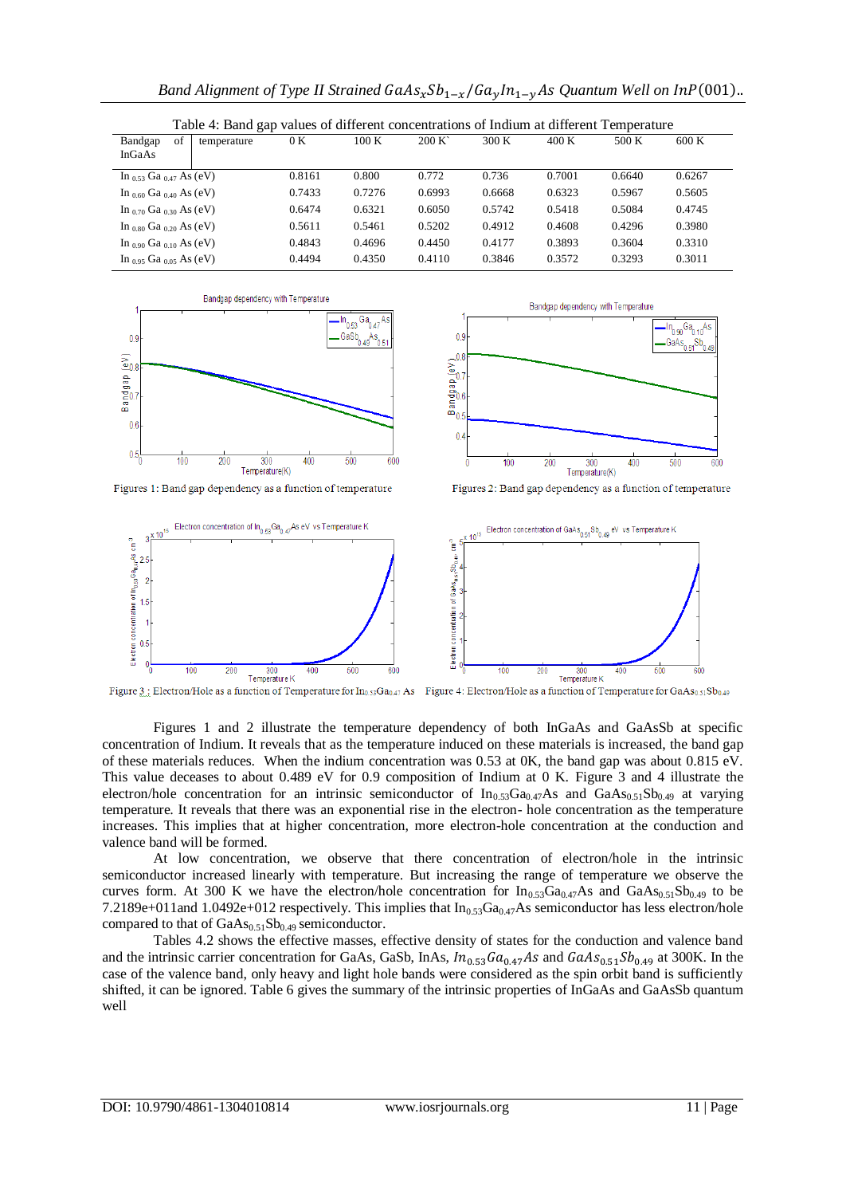Table 4: Band gap values of different concentrations of Indium at different Temperature

| Bandgap of InGaAs | temperature | 0 K | 100 K | 200 K` | 300 K | 400 K | 500 K | 600 K |
|---|---|---|---|---|---|---|---|---|
| $In_{0.53}Ga_{0.47}As$ (eV) | | 0.8161 | 0.800 | 0.772 | 0.736 | 0.7001 | 0.6640 | 0.6267 |
| $In_{0.60}Ga_{0.40}As$ (eV) | | 0.7433 | 0.7276 | 0.6993 | 0.6668 | 0.6323 | 0.5967 | 0.5605 |
| $In_{0.70}Ga_{0.30}As$ (eV) | | 0.6474 | 0.6321 | 0.6050 | 0.5742 | 0.5418 | 0.5084 | 0.4745 |
| $In_{0.80}Ga_{0.20}As$ (eV) | | 0.5611 | 0.5461 | 0.5202 | 0.4912 | 0.4608 | 0.4296 | 0.3980 |
| $In_{0.90}Ga_{0.10}As$ (eV) | | 0.4843 | 0.4696 | 0.4450 | 0.4177 | 0.3893 | 0.3604 | 0.3310 |
| $In_{0.95}Ga_{0.05}As$ (eV) | | 0.4494 | 0.4350 | 0.4110 | 0.3846 | 0.3572 | 0.3293 | 0.3011 |

Figures 1: Band gap dependency as a function of temperature

Figures 2: Band gap dependency as a function of temperature

Figure 3 : Electron/Hole as a function of Temperature for $In_{0.53}Ga_{0.47}As$

Figure 4: Electron/Hole as a function of Temperature for $GaAs_{0.51}Sb_{0.49}$

Figures 1 and 2 illustrate the temperature dependency of both InGaAs and GaAsSb at specific concentration of Indium. It reveals that as the temperature induced on these materials is increased, the band gap of these materials reduces. When the indium concentration was 0.53 at 0K, the band gap was about 0.815 eV. This value deceases to about 0.489 eV for 0.9 composition of Indium at 0 K. Figure 3 and 4 illustrate the electron/hole concentration for an intrinsic semiconductor of $In_{0.53}Ga_{0.47}As$ and $GaAs_{0.51}Sb_{0.49}$ at varying temperature. It reveals that there was an exponential rise in the electron- hole concentration as the temperature increases. This implies that at higher concentration, more electron-hole concentration at the conduction and valence band will be formed.

At low concentration, we observe that there concentration of electron/hole in the intrinsic semiconductor increased linearly with temperature. But increasing the range of temperature we observe the curves form. At 300 K we have the electron/hole concentration for $In_{0.53}Ga_{0.47}As$ and $GaAs_{0.51}Sb_{0.49}$ to be 7.2189e+011and 1.0492e+012 respectively. This implies that $In_{0.53}Ga_{0.47}As$ semiconductor has less electron/hole compared to that of $GaAs_{0.51}Sb_{0.49}$ semiconductor.

Tables 4.2 shows the effective masses, effective density of states for the conduction and valence band and the intrinsic carrier concentration for GaAs, GaSb, InAs, $In_{0.53}Ga_{0.47}As$ and $GaAs_{0.51}Sb_{0.49}$ at 300K. In the case of the valence band, only heavy and light hole bands were considered as the spin orbit band is sufficiently shifted, it can be ignored. Table 6 gives the summary of the intrinsic properties of InGaAs and GaAsSb quantum well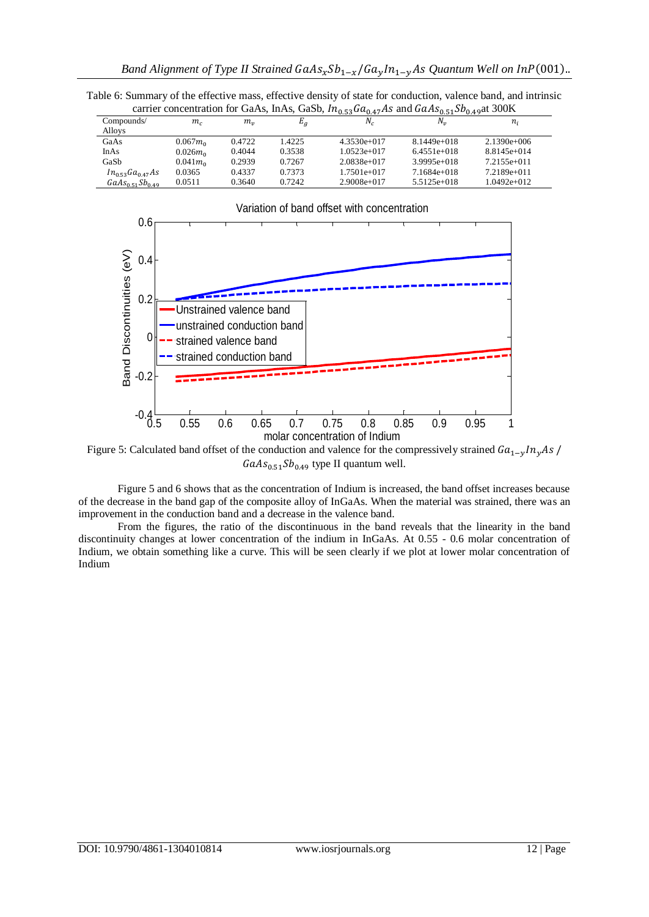Table 6: Summary of the effective mass, effective density of state for conduction, valence band, and intrinsic carrier concentration for GaAs, InAs, GaSb, $In_{0.53}Ga_{0.47}As$ and $GaAs_{0.51}Sb_{0.49}$ at 300K

| Compounds/ Alloys | $m_c$ | $m_v$ | $E_g$ | $N_c$ | $N_v$ | $n_i$ |
|---|---|---|---|---|---|---|
| GaAs | $0.067m_0$ | 0.4722 | 1.4225 | 4.3530e+017 | 8.1449e+018 | 2.1390e+006 |
| InAs | $0.026m_0$ | 0.4044 | 0.3538 | 1.0523e+017 | 6.4551e+018 | 8.8145e+014 |
| GaSb | $0.041m_0$ | 0.2939 | 0.7267 | 2.0838e+017 | 3.9995e+018 | 7.2155e+011 |
| $In_{0.53}Ga_{0.47}As$ | 0.0365 | 0.4337 | 0.7373 | 1.7501e+017 | 7.1684e+018 | 7.2189e+011 |
| $GaAs_{0.51}Sb_{0.49}$ | 0.0511 | 0.3640 | 0.7242 | 2.9008e+017 | 5.5125e+018 | 1.0492e+012 |

Figure 5: Calculated band offset of the conduction and valence for the compressively strained $Ga_{1-y}In_yAs$ / $GaAs_{0.51}Sb_{0.49}$ type II quantum well.

Figure 5 and 6 shows that as the concentration of Indium is increased, the band offset increases because of the decrease in the band gap of the composite alloy of InGaAs. When the material was strained, there was an improvement in the conduction band and a decrease in the valence band.

From the figures, the ratio of the discontinuous in the band reveals that the linearity in the band discontinuity changes at lower concentration of the indium in InGaAs. At 0.55 - 0.6 molar concentration of Indium, we obtain something like a curve. This will be seen clearly if we plot at lower molar concentration of Indium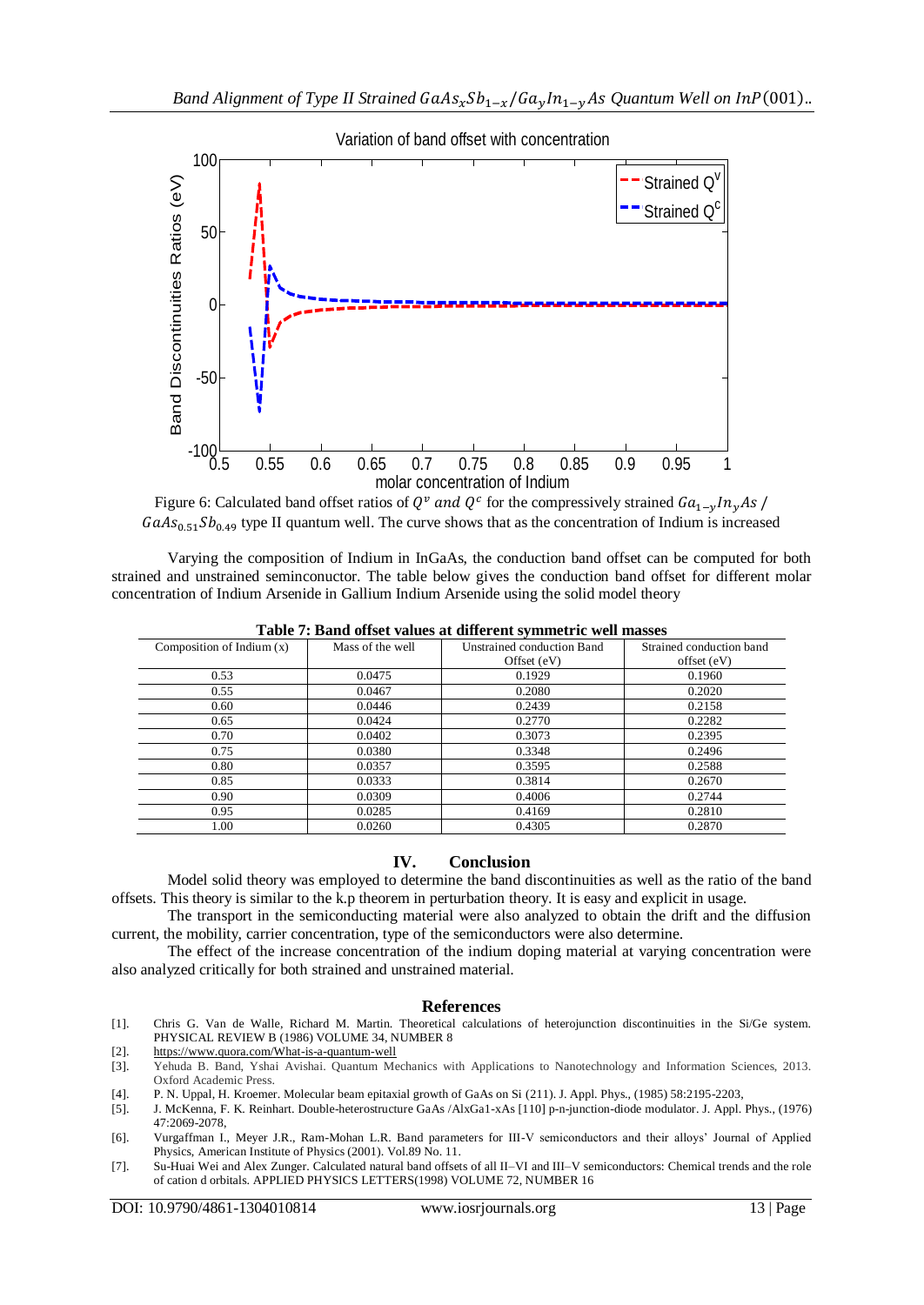Figure 6: Calculated band offset ratios of $Q^v$ and $Q^c$ for the compressively strained $Ga_{1-y}In_yAs$ / $GaAs_{0.51}Sb_{0.49}$ type II quantum well. The curve shows that as the concentration of Indium is increased

Varying the composition of Indium in InGaAs, the conduction band offset can be computed for both strained and unstrained seminconductor. The table below gives the conduction band offset for different molar concentration of Indium Arsenide in Gallium Indium Arsenide using the solid model theory

**Table 7: Band offset values at different symmetric well masses**

| Composition of Indium (x) | Mass of the well | Unstrained conduction Band Offset (eV) | Strained conduction band offset (eV) |
|---|---|---|---|
| 0.53 | 0.0475 | 0.1929 | 0.1960 |
| 0.55 | 0.0467 | 0.2080 | 0.2020 |
| 0.60 | 0.0446 | 0.2439 | 0.2158 |
| 0.65 | 0.0424 | 0.2770 | 0.2282 |
| 0.70 | 0.0402 | 0.3073 | 0.2395 |
| 0.75 | 0.0380 | 0.3348 | 0.2496 |
| 0.80 | 0.0357 | 0.3595 | 0.2588 |
| 0.85 | 0.0333 | 0.3814 | 0.2670 |
| 0.90 | 0.0309 | 0.4006 | 0.2744 |
| 0.95 | 0.0285 | 0.4169 | 0.2810 |
| 1.00 | 0.0260 | 0.4305 | 0.2870 |

## IV. Conclusion

Model solid theory was employed to determine the band discontinuities as well as the ratio of the band offsets. This theory is similar to the k.p theorem in perturbation theory. It is easy and explicit in usage.

The transport in the semiconducting material were also analyzed to obtain the drift and the diffusion current, the mobility, carrier concentration, type of the semiconductors were also determine.

The effect of the increase concentration of the indium doping material at varying concentration were also analyzed critically for both strained and unstrained material.

## References

[1]. Chris G. Van de Walle, Richard M. Martin. Theoretical calculations of heterojunction discontinuities in the Si/Ge system. PHYSICAL REVIEW B (1986) VOLUME 34, NUMBER 8

[2]. https://www.quora.com/What-is-a-quantum-well

[3]. Yehuda B. Band, Yshai Avishai. Quantum Mechanics with Applications to Nanotechnology and Information Sciences, 2013. Oxford Academic Press.

[4]. P. N. Uppal, H. Kroemer. Molecular beam epitaxial growth of GaAs on Si (211). J. Appl. Phys., (1985) 58:2195-2203,

[5]. J. McKenna, F. K. Reinhart. Double-heterostructure GaAs /AlxGa1-xAs [110] p-n-junction-diode modulator. J. Appl. Phys., (1976) 47:2069-2078,

[6]. Vurgaffman I., Meyer J.R., Rama-Mohan L.R. Band parameters for III-V semiconductors and their alloys' Journal of Applied Physics, American Institute of Physics (2001). Vol.89 No. 11.

[7]. Su-Huai Wei and Alex Zunger. Calculated natural band offsets of all II–VI and III–V semiconductors: Chemical trends and the role of cation d orbitals. APPLIED PHYSICS LETTERS(1998) VOLUME 72, NUMBER 16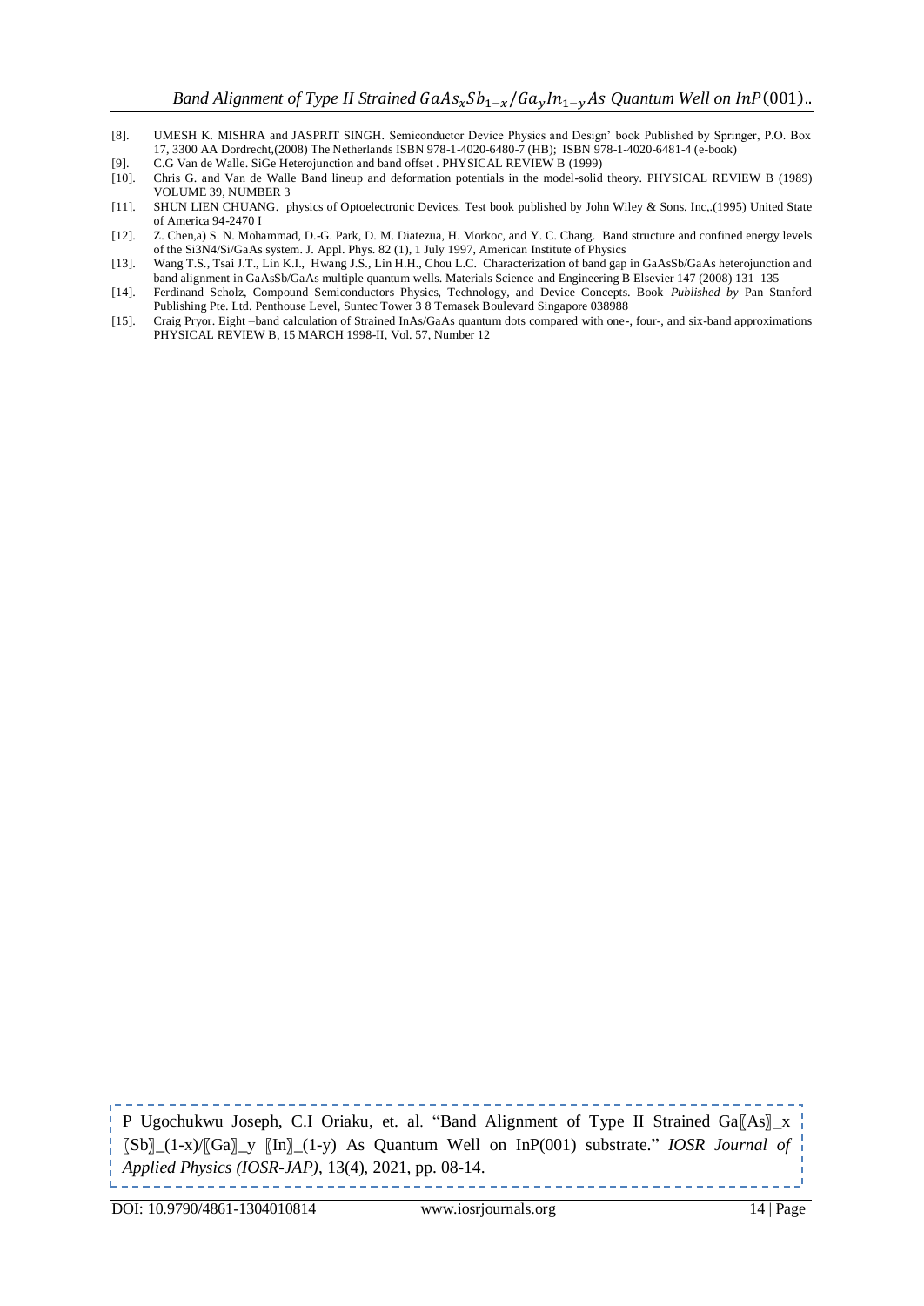[8]. UMESH K. MISHRA and JASPRIT SINGH. Semiconductor Device Physics and Design' book Published by Springer, P.O. Box 17, 3300 AA Dordrecht,(2008) The Netherlands ISBN 978-1-4020-6480-7 (HB); ISBN 978-1-4020-6481-4 (e-book)

[9]. C.G Van de Walle. SiGe Heterojunction and band offset . PHYSICAL REVIEW B (1999)

[10]. Chris G. and Van de Walle Band lineup and deformation potentials in the model-solid theory. PHYSICAL REVIEW B (1989) VOLUME 39, NUMBER 3

[11]. SHUN LIEN CHUANG. physics of Optoelectronic Devices. Test book published by John Wiley & Sons. Inc,.(1995) United State of America 94-2470 I

[12]. Z. Chen,a) S. N. Mohammad, D.-G. Park, D. M. Diatezua, H. Morkoc, and Y. C. Chang. Band structure and confined energy levels of the Si3N4/Si/GaAs system. J. Appl. Phys. 82 (1), 1 July 1997, American Institute of Physics

[13]. Wang T.S., Tsai J.T., Lin K.I., Hwang J.S., Lin H.H., Chou L.C. Characterization of band gap in GaAsSb/GaAs heterojunction and band alignment in GaAsSb/GaAs multiple quantum wells. Materials Science and Engineering B Elsevier 147 (2008) 131–135

[14]. Ferdinand Scholz, Compound Semiconductors Physics, Technology, and Device Concepts. Book *Published by* Pan Stanford Publishing Pte. Ltd. Penthouse Level, Suntec Tower 3 8 Temasek Boulevard Singapore 038988

[15]. Craig Pryor. Eight –band calculation of Strained InAs/GaAs quantum dots compared with one-, four-, and six-band approximations PHYSICAL REVIEW B, 15 MARCH 1998-II, Vol. 57, Number 12

P Ugochukwu Joseph, C.I Oriaku, et. al. "Band Alignment of Type II Strained Ga〚As〛_x 〚Sb〛_(1-x)/〚Ga〛_y 〚In〛_(1-y) As Quantum Well on InP(001) substrate." *IOSR Journal of Applied Physics (IOSR-JAP)*, 13(4), 2021, pp. 08-14.